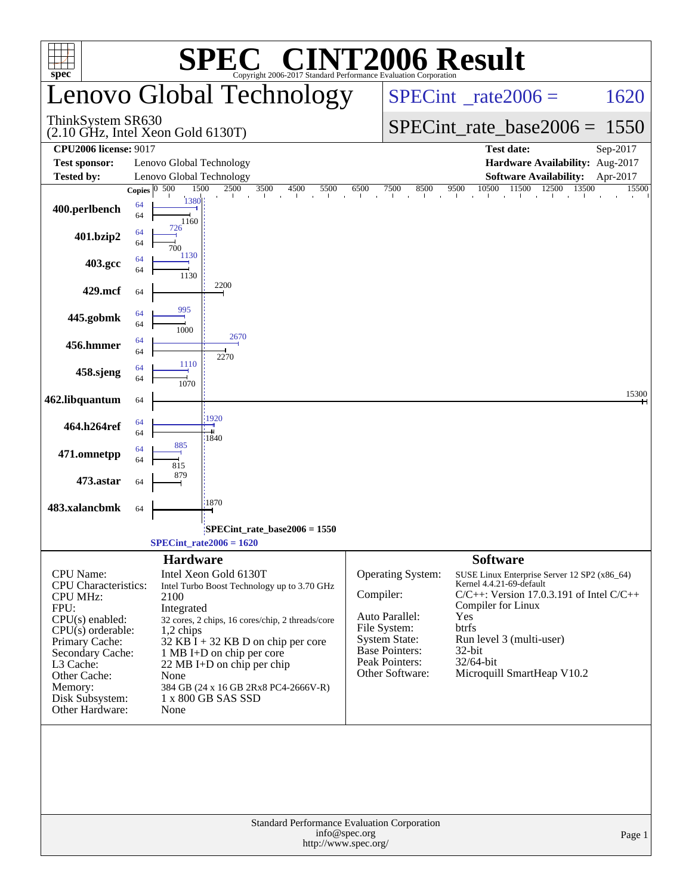# SPEC CINT2006 Result

Copyright 2006-2017 Standard Performance Evaluation Corporation

## Lenovo Global Technology

ThinkSystem SR630
(2.10 GHz, Intel Xeon Gold 6130T)

SPECint_rate2006 = 1620

SPECint_rate_base2006 = 1550

| | | | |
|---|---|---|---|
| **CPU2006 license:** 9017 | | **Test date:** | Sep-2017 |
| **Test sponsor:** | Lenovo Global Technology | **Hardware Availability:** | Aug-2017 |
| **Tested by:** | Lenovo Global Technology | **Software Availability:** | Apr-2017 |

| Benchmark | Copies (peak) | Peak | Copies (base) | Base |
|---|---|---|---|---|
| 400.perlbench | 64 | 1380 | 64 | 1160 |
| 401.bzip2 | 64 | 726 | 64 | 700 |
| 403.gcc | 64 | 1130 | 64 | 1130 |
| 429.mcf | | | 64 | 2200 |
| 445.gobmk | 64 | 995 | 64 | 1000 |
| 456.hmmer | 64 | 2670 | 64 | 2270 |
| 458.sjeng | 64 | 1110 | 64 | 1070 |
| 462.libquantum | | | 64 | 15300 |
| 464.h264ref | 64 | 1920 | 64 | 1840 |
| 471.omnetpp | 64 | 885 | 64 | 815 |
| 473.astar | | | 64 | 879 |
| 483.xalancbmk | | | 64 | 1870 |

SPECint_rate_base2006 = 1550

SPECint_rate2006 = 1620

### Hardware

| | |
|---|---|
| CPU Name: | Intel Xeon Gold 6130T |
| CPU Characteristics: | Intel Turbo Boost Technology up to 3.70 GHz |
| CPU MHz: | 2100 |
| FPU: | Integrated |
| CPU(s) enabled: | 32 cores, 2 chips, 16 cores/chip, 2 threads/core |
| CPU(s) orderable: | 1,2 chips |
| Primary Cache: | 32 KB I + 32 KB D on chip per core |
| Secondary Cache: | 1 MB I+D on chip per core |
| L3 Cache: | 22 MB I+D on chip per chip |
| Other Cache: | None |
| Memory: | 384 GB (24 x 16 GB 2Rx8 PC4-2666V-R) |
| Disk Subsystem: | 1 x 800 GB SAS SSD |
| Other Hardware: | None |

### Software

| | |
|---|---|
| Operating System: | SUSE Linux Enterprise Server 12 SP2 (x86_64) Kernel 4.4.21-69-default |
| Compiler: | C/C++: Version 17.0.3.191 of Intel C/C++ Compiler for Linux |
| Auto Parallel: | Yes |
| File System: | btrfs |
| System State: | Run level 3 (multi-user) |
| Base Pointers: | 32-bit |
| Peak Pointers: | 32/64-bit |
| Other Software: | Microquill SmartHeap V10.2 |

Standard Performance Evaluation Corporation
info@spec.org
http://www.spec.org/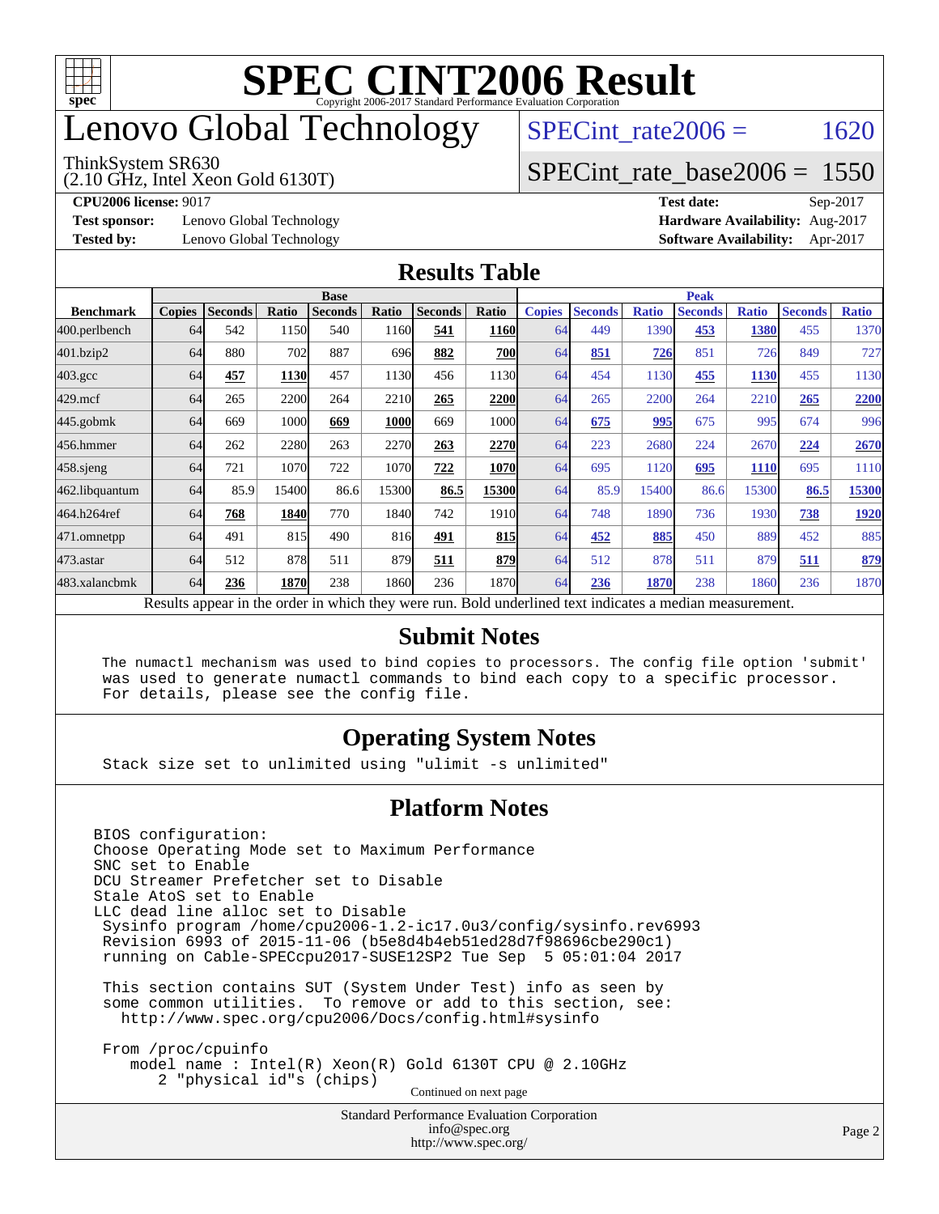# SPEC CINT2006 Result

Copyright 2006-2017 Standard Performance Evaluation Corporation

# Lenovo Global Technology

ThinkSystem SR630
(2.10 GHz, Intel Xeon Gold 6130T)

SPECint_rate2006 = 1620

SPECint_rate_base2006 = 1550

**CPU2006 license:** 9017
**Test sponsor:** Lenovo Global Technology
**Tested by:** Lenovo Global Technology

**Test date:** Sep-2017
**Hardware Availability:** Aug-2017
**Software Availability:** Apr-2017

## Results Table

| Benchmark | Base | | | | | | | Peak | | | | | | |
|---|---|---|---|---|---|---|---|---|---|---|---|---|---|---|
| | Copies | Seconds | Ratio | Seconds | Ratio | Seconds | Ratio | Copies | Seconds | Ratio | Seconds | Ratio | Seconds | Ratio |
| 400.perlbench | 64 | 542 | 1150 | 540 | 1160 | **541** | **1160** | 64 | 449 | 1390 | **453** | **1380** | 455 | 1370 |
| 401.bzip2 | 64 | 880 | 702 | 887 | 696 | **882** | **700** | 64 | **851** | **726** | 851 | 726 | 849 | 727 |
| 403.gcc | 64 | **457** | **1130** | 457 | 1130 | 456 | 1130 | 64 | 454 | 1130 | **455** | **1130** | 455 | 1130 |
| 429.mcf | 64 | 265 | 2200 | 264 | 2210 | **265** | **2200** | 64 | 265 | 2200 | 264 | 2210 | **265** | **2200** |
| 445.gobmk | 64 | 669 | 1000 | **669** | **1000** | 669 | 1000 | 64 | **675** | **995** | 675 | 995 | 674 | 996 |
| 456.hmmer | 64 | 262 | 2280 | 263 | 2270 | **263** | **2270** | 64 | 223 | 2680 | 224 | 2670 | **224** | **2670** |
| 458.sjeng | 64 | 721 | 1070 | 722 | 1070 | **722** | **1070** | 64 | 695 | 1120 | **695** | **1110** | 695 | 1110 |
| 462.libquantum | 64 | 85.9 | 15400 | 86.6 | 15300 | **86.5** | **15300** | 64 | 85.9 | 15400 | 86.6 | 15300 | **86.5** | **15300** |
| 464.h264ref | 64 | **768** | **1840** | 770 | 1840 | 742 | 1910 | 64 | 748 | 1890 | 736 | 1930 | **738** | **1920** |
| 471.omnetpp | 64 | 491 | 815 | 490 | 816 | **491** | **815** | 64 | **452** | **885** | 450 | 889 | 452 | 885 |
| 473.astar | 64 | 512 | 878 | 511 | 879 | **511** | **879** | 64 | 512 | 878 | 511 | 879 | **511** | **879** |
| 483.xalancbmk | 64 | **236** | **1870** | 238 | 1860 | 236 | 1870 | 64 | **236** | **1870** | 238 | 1860 | 236 | 1870 |

Results appear in the order in which they were run. Bold underlined text indicates a median measurement.

## Submit Notes

```
The numactl mechanism was used to bind copies to processors. The config file option 'submit'
was used to generate numactl commands to bind each copy to a specific processor.
For details, please see the config file.
```

## Operating System Notes

```
Stack size set to unlimited using "ulimit -s unlimited"
```

## Platform Notes

```
BIOS configuration:
Choose Operating Mode set to Maximum Performance
SNC set to Enable
DCU Streamer Prefetcher set to Disable
Stale AtoS set to Enable
LLC dead line alloc set to Disable
 Sysinfo program /home/cpu2006-1.2-ic17.0u3/config/sysinfo.rev6993
 Revision 6993 of 2015-11-06 (b5e8d4b4eb51ed28d7f98696cbe290c1)
 running on Cable-SPECcpu2017-SUSE12SP2 Tue Sep  5 05:01:04 2017

 This section contains SUT (System Under Test) info as seen by
 some common utilities.  To remove or add to this section, see:
   http://www.spec.org/cpu2006/Docs/config.html#sysinfo

 From /proc/cpuinfo
    model name : Intel(R) Xeon(R) Gold 6130T CPU @ 2.10GHz
       2 "physical id"s (chips)
```

Continued on next page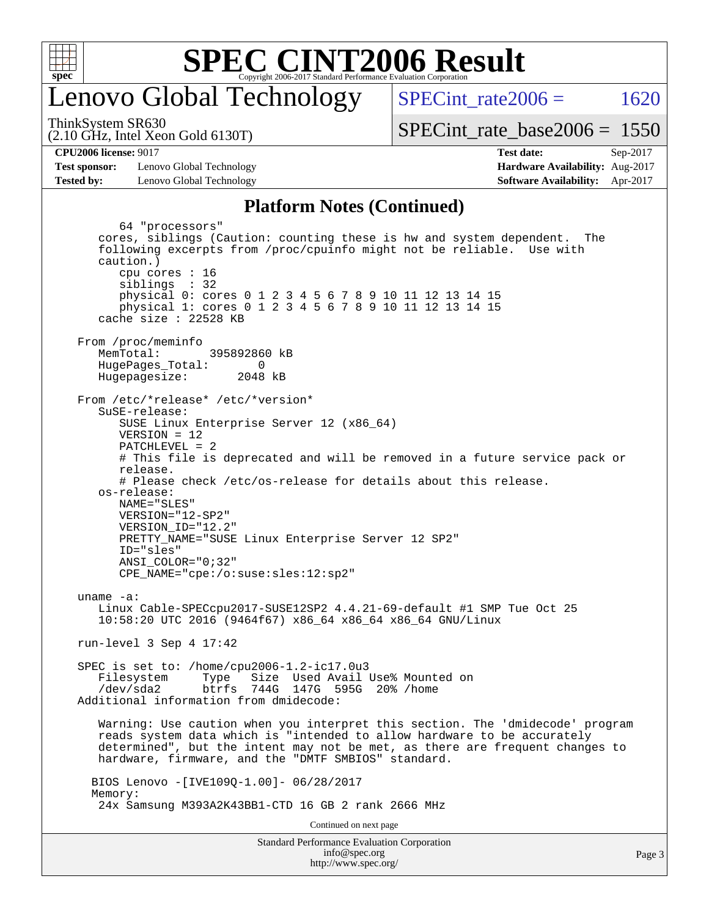# SPEC CINT2006 Result

## Lenovo Global Technology

ThinkSystem SR630
(2.10 GHz, Intel Xeon Gold 6130T)

SPECint_rate2006 = 1620

SPECint_rate_base2006 = 1550

**CPU2006 license:** 9017
**Test sponsor:** Lenovo Global Technology
**Tested by:** Lenovo Global Technology

**Test date:** Sep-2017
**Hardware Availability:** Aug-2017
**Software Availability:** Apr-2017

### Platform Notes (Continued)

```
         64 "processors"
      cores, siblings (Caution: counting these is hw and system dependent.  The
      following excerpts from /proc/cpuinfo might not be reliable.  Use with
      caution.)
         cpu cores : 16
         siblings  : 32
         physical 0: cores 0 1 2 3 4 5 6 7 8 9 10 11 12 13 14 15
         physical 1: cores 0 1 2 3 4 5 6 7 8 9 10 11 12 13 14 15
      cache size : 22528 KB

   From /proc/meminfo
      MemTotal:       395892860 kB
      HugePages_Total:       0
      Hugepagesize:       2048 kB

   From /etc/*release* /etc/*version*
      SuSE-release:
         SUSE Linux Enterprise Server 12 (x86_64)
         VERSION = 12
         PATCHLEVEL = 2
         # This file is deprecated and will be removed in a future service pack or
         release.
         # Please check /etc/os-release for details about this release.
      os-release:
         NAME="SLES"
         VERSION="12-SP2"
         VERSION_ID="12.2"
         PRETTY_NAME="SUSE Linux Enterprise Server 12 SP2"
         ID="sles"
         ANSI_COLOR="0;32"
         CPE_NAME="cpe:/o:suse:sles:12:sp2"

   uname -a:
      Linux Cable-SPECcpu2017-SUSE12SP2 4.4.21-69-default #1 SMP Tue Oct 25
      10:58:20 UTC 2016 (9464f67) x86_64 x86_64 x86_64 GNU/Linux

   run-level 3 Sep 4 17:42

   SPEC is set to: /home/cpu2006-1.2-ic17.0u3
      Filesystem     Type   Size  Used Avail Use% Mounted on
      /dev/sda2      btrfs  744G  147G  595G  20% /home
   Additional information from dmidecode:

      Warning: Use caution when you interpret this section. The 'dmidecode' program
      reads system data which is "intended to allow hardware to be accurately
      determined", but the intent may not be met, as there are frequent changes to
      hardware, firmware, and the "DMTF SMBIOS" standard.

     BIOS Lenovo -[IVE109Q-1.00]- 06/28/2017
     Memory:
      24x Samsung M393A2K43BB1-CTD 16 GB 2 rank 2666 MHz
```

Continued on next page

Standard Performance Evaluation Corporation
info@spec.org
http://www.spec.org/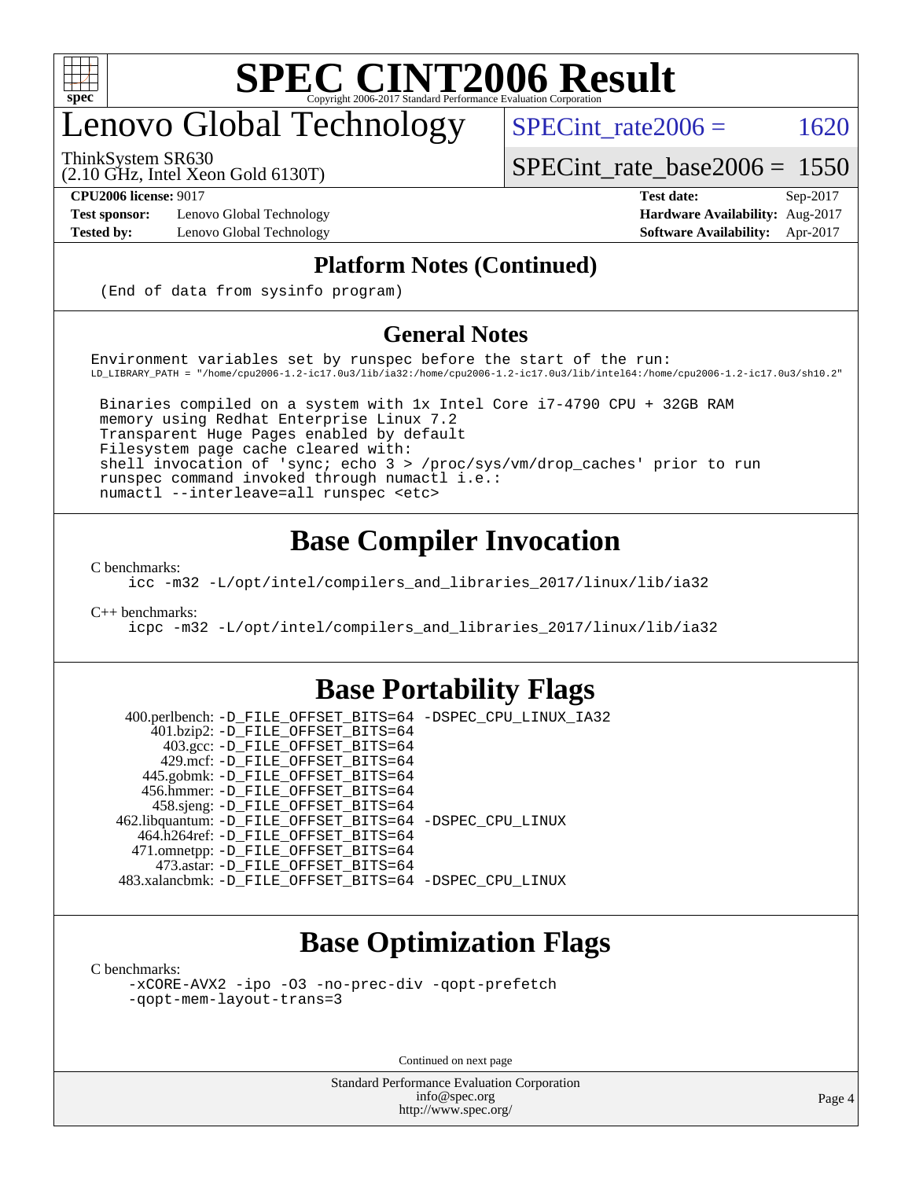# Lenovo Global Technology

ThinkSystem SR630
(2.10 GHz, Intel Xeon Gold 6130T)

SPECint_rate2006 = 1620

SPECint_rate_base2006 = 1550

**CPU2006 license:** 9017
**Test sponsor:** Lenovo Global Technology
**Tested by:** Lenovo Global Technology

**Test date:** Sep-2017
**Hardware Availability:** Aug-2017
**Software Availability:** Apr-2017

## Platform Notes (Continued)

```
(End of data from sysinfo program)
```

## General Notes

```
Environment variables set by runspec before the start of the run:
LD_LIBRARY_PATH = "/home/cpu2006-1.2-ic17.0u3/lib/ia32:/home/cpu2006-1.2-ic17.0u3/lib/intel64:/home/cpu2006-1.2-ic17.0u3/sh10.2"

 Binaries compiled on a system with 1x Intel Core i7-4790 CPU + 32GB RAM
 memory using Redhat Enterprise Linux 7.2
 Transparent Huge Pages enabled by default
 Filesystem page cache cleared with:
 shell invocation of 'sync; echo 3 > /proc/sys/vm/drop_caches' prior to run
 runspec command invoked through numactl i.e.:
 numactl --interleave=all runspec <etc>
```

## Base Compiler Invocation

C benchmarks:
```
icc -m32 -L/opt/intel/compilers_and_libraries_2017/linux/lib/ia32
```

C++ benchmarks:
```
icpc -m32 -L/opt/intel/compilers_and_libraries_2017/linux/lib/ia32
```

## Base Portability Flags

```
 400.perlbench: -D_FILE_OFFSET_BITS=64 -DSPEC_CPU_LINUX_IA32
     401.bzip2: -D_FILE_OFFSET_BITS=64
       403.gcc: -D_FILE_OFFSET_BITS=64
       429.mcf: -D_FILE_OFFSET_BITS=64
     445.gobmk: -D_FILE_OFFSET_BITS=64
    456.hmmer: -D_FILE_OFFSET_BITS=64
     458.sjeng: -D_FILE_OFFSET_BITS=64
462.libquantum: -D_FILE_OFFSET_BITS=64 -DSPEC_CPU_LINUX
   464.h264ref: -D_FILE_OFFSET_BITS=64
   471.omnetpp: -D_FILE_OFFSET_BITS=64
     473.astar: -D_FILE_OFFSET_BITS=64
483.xalancbmk: -D_FILE_OFFSET_BITS=64 -DSPEC_CPU_LINUX
```

## Base Optimization Flags

C benchmarks:
```
-xCORE-AVX2 -ipo -O3 -no-prec-div -qopt-prefetch
-qopt-mem-layout-trans=3
```

Continued on next page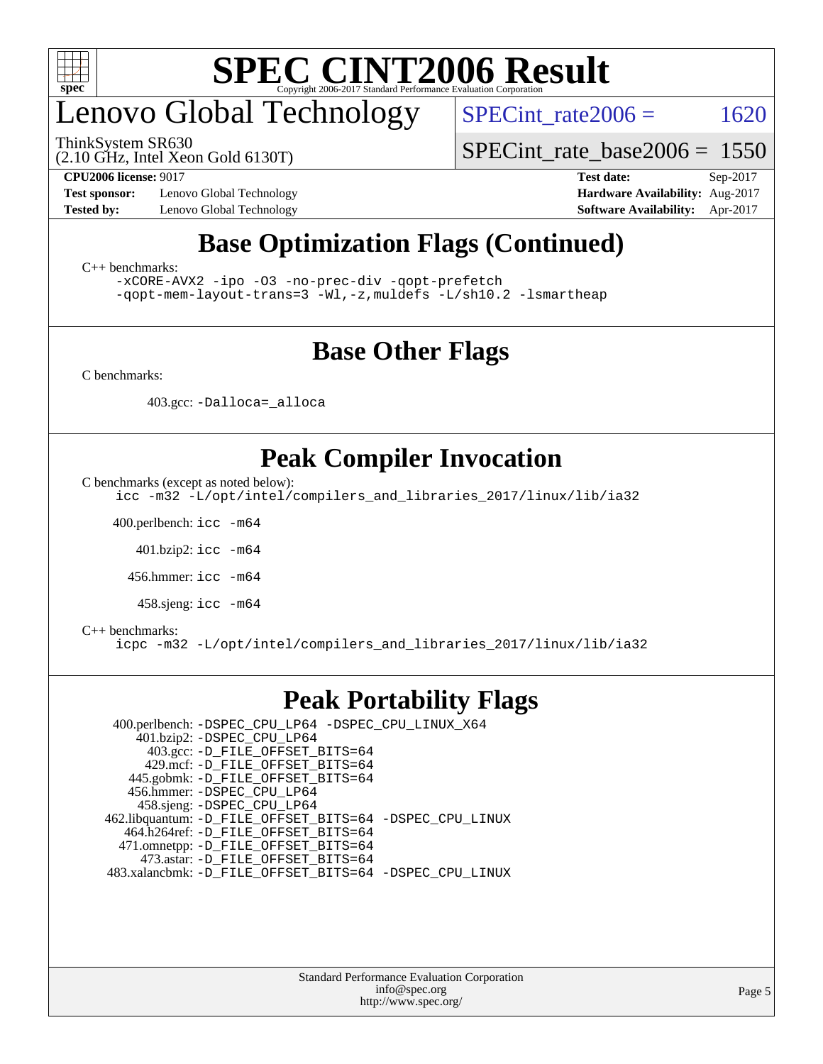# SPEC CINT2006 Result

## Lenovo Global Technology

ThinkSystem SR630
(2.10 GHz, Intel Xeon Gold 6130T)

SPECint_rate2006 = 1620

SPECint_rate_base2006 = 1550

**CPU2006 license:** 9017
**Test sponsor:** Lenovo Global Technology
**Tested by:** Lenovo Global Technology

**Test date:** Sep-2017
**Hardware Availability:** Aug-2017
**Software Availability:** Apr-2017

## Base Optimization Flags (Continued)

C++ benchmarks:

```
-xCORE-AVX2 -ipo -O3 -no-prec-div -qopt-prefetch
-qopt-mem-layout-trans=3 -Wl,-z,muldefs -L/sh10.2 -lsmartheap
```

## Base Other Flags

C benchmarks:

403.gcc: `-Dalloca=_alloca`

## Peak Compiler Invocation

C benchmarks (except as noted below):

```
icc -m32 -L/opt/intel/compilers_and_libraries_2017/linux/lib/ia32
```

400.perlbench: `icc -m64`

401.bzip2: `icc -m64`

456.hmmer: `icc -m64`

458.sjeng: `icc -m64`

C++ benchmarks:

```
icpc -m32 -L/opt/intel/compilers_and_libraries_2017/linux/lib/ia32
```

## Peak Portability Flags

400.perlbench: `-DSPEC_CPU_LP64 -DSPEC_CPU_LINUX_X64`
401.bzip2: `-DSPEC_CPU_LP64`
403.gcc: `-D_FILE_OFFSET_BITS=64`
429.mcf: `-D_FILE_OFFSET_BITS=64`
445.gobmk: `-D_FILE_OFFSET_BITS=64`
456.hmmer: `-DSPEC_CPU_LP64`
458.sjeng: `-DSPEC_CPU_LP64`
462.libquantum: `-D_FILE_OFFSET_BITS=64 -DSPEC_CPU_LINUX`
464.h264ref: `-D_FILE_OFFSET_BITS=64`
471.omnetpp: `-D_FILE_OFFSET_BITS=64`
473.astar: `-D_FILE_OFFSET_BITS=64`
483.xalancbmk: `-D_FILE_OFFSET_BITS=64 -DSPEC_CPU_LINUX`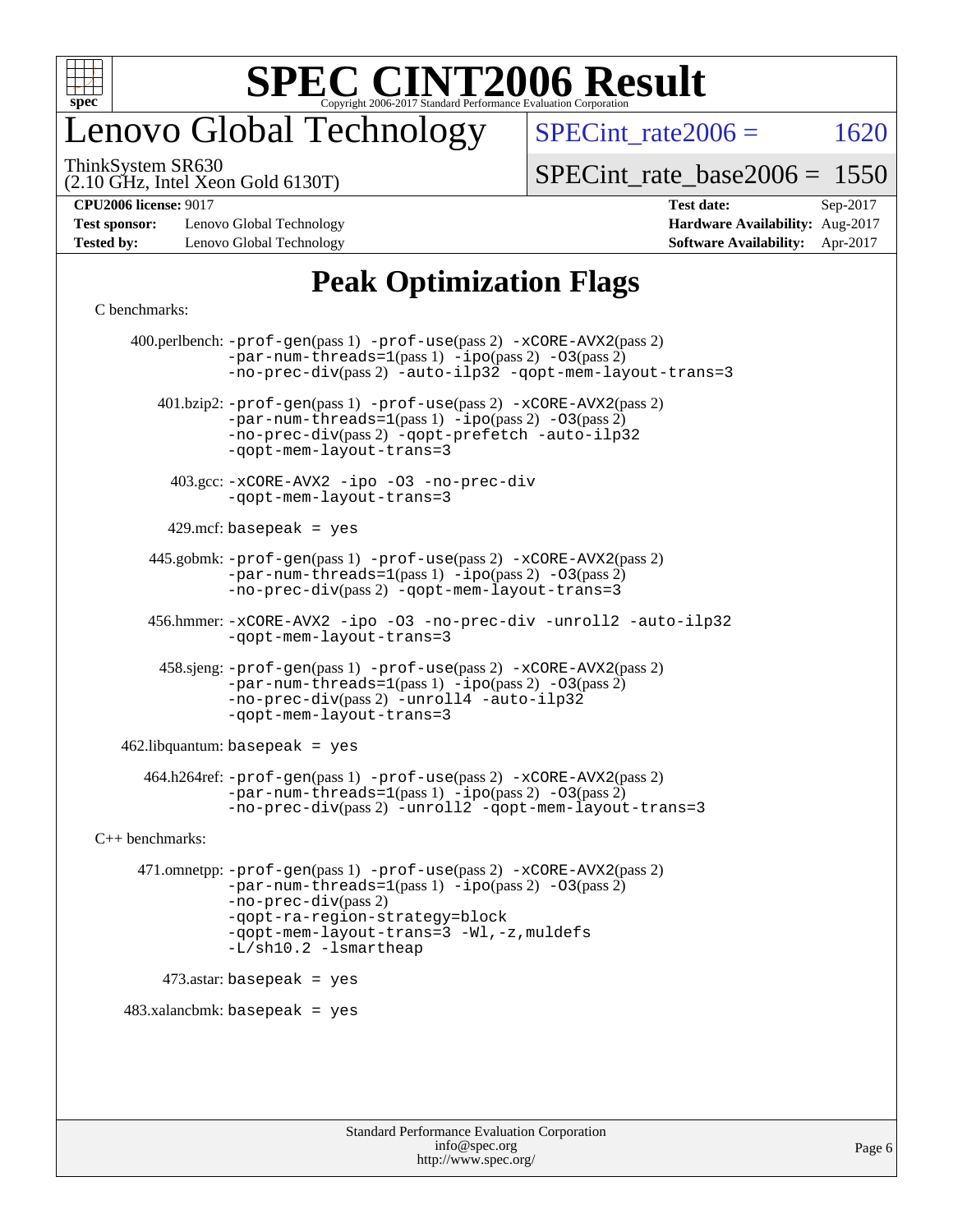# SPEC CINT2006 Result

Copyright 2006-2017 Standard Performance Evaluation Corporation

## Lenovo Global Technology

ThinkSystem SR630
(2.10 GHz, Intel Xeon Gold 6130T)

SPECint_rate2006 = 1620

SPECint_rate_base2006 = 1550

**CPU2006 license:** 9017
**Test sponsor:** Lenovo Global Technology
**Tested by:** Lenovo Global Technology

**Test date:** Sep-2017
**Hardware Availability:** Aug-2017
**Software Availability:** Apr-2017

# Peak Optimization Flags

C benchmarks:

400.perlbench: -prof-gen(pass 1) -prof-use(pass 2) -xCORE-AVX2(pass 2) -par-num-threads=1(pass 1) -ipo(pass 2) -O3(pass 2) -no-prec-div(pass 2) -auto-ilp32 -qopt-mem-layout-trans=3

401.bzip2: -prof-gen(pass 1) -prof-use(pass 2) -xCORE-AVX2(pass 2) -par-num-threads=1(pass 1) -ipo(pass 2) -O3(pass 2) -no-prec-div(pass 2) -qopt-prefetch -auto-ilp32 -qopt-mem-layout-trans=3

403.gcc: -xCORE-AVX2 -ipo -O3 -no-prec-div -qopt-mem-layout-trans=3

429.mcf: basepeak = yes

445.gobmk: -prof-gen(pass 1) -prof-use(pass 2) -xCORE-AVX2(pass 2) -par-num-threads=1(pass 1) -ipo(pass 2) -O3(pass 2) -no-prec-div(pass 2) -qopt-mem-layout-trans=3

456.hmmer: -xCORE-AVX2 -ipo -O3 -no-prec-div -unroll2 -auto-ilp32 -qopt-mem-layout-trans=3

458.sjeng: -prof-gen(pass 1) -prof-use(pass 2) -xCORE-AVX2(pass 2) -par-num-threads=1(pass 1) -ipo(pass 2) -O3(pass 2) -no-prec-div(pass 2) -unroll4 -auto-ilp32 -qopt-mem-layout-trans=3

462.libquantum: basepeak = yes

464.h264ref: -prof-gen(pass 1) -prof-use(pass 2) -xCORE-AVX2(pass 2) -par-num-threads=1(pass 1) -ipo(pass 2) -O3(pass 2) -no-prec-div(pass 2) -unroll2 -qopt-mem-layout-trans=3

C++ benchmarks:

471.omnetpp: -prof-gen(pass 1) -prof-use(pass 2) -xCORE-AVX2(pass 2) -par-num-threads=1(pass 1) -ipo(pass 2) -O3(pass 2) -no-prec-div(pass 2) -qopt-ra-region-strategy=block -qopt-mem-layout-trans=3 -Wl,-z,muldefs -L/sh10.2 -lsmartheap

473.astar: basepeak = yes

483.xalancbmk: basepeak = yes

Standard Performance Evaluation Corporation
info@spec.org
http://www.spec.org/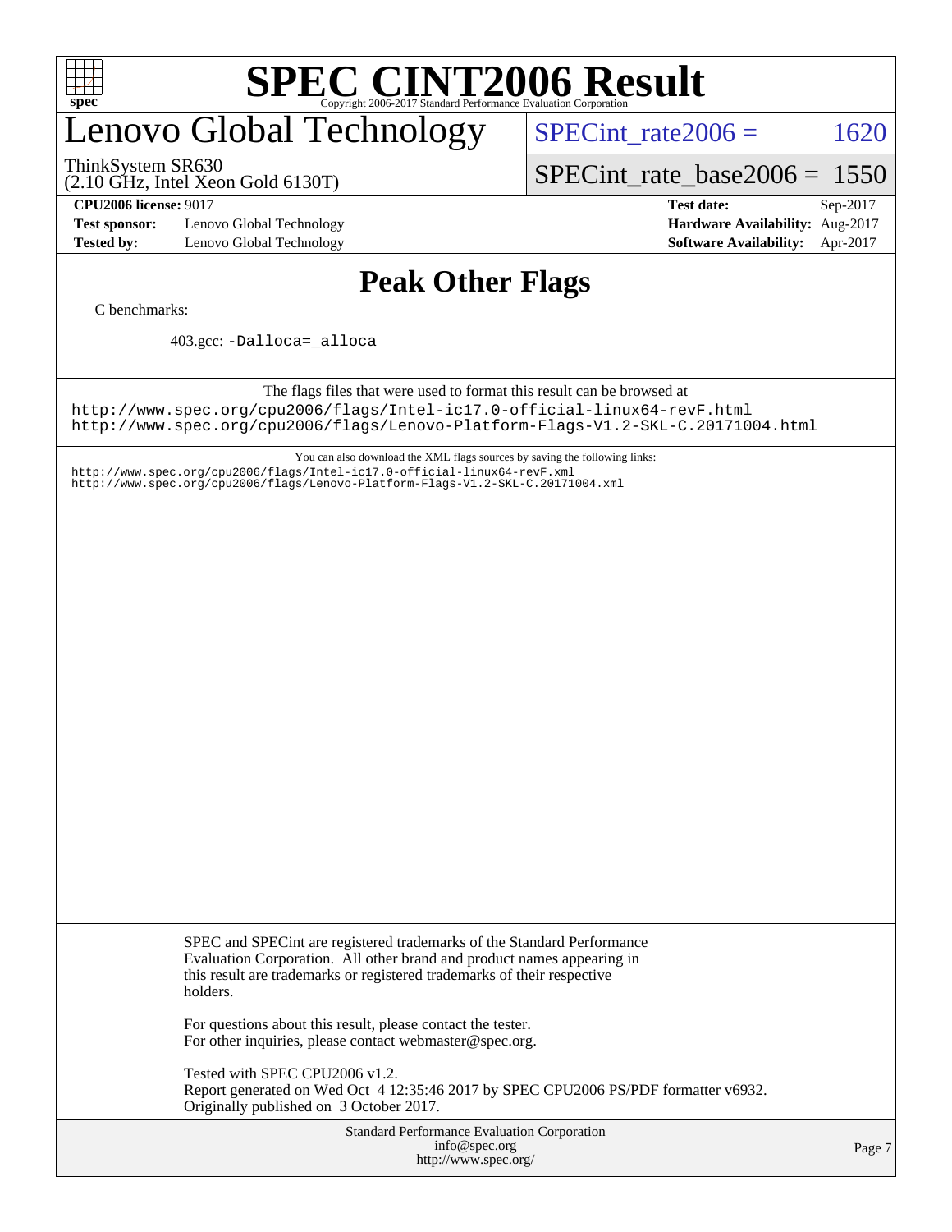# Peak Other Flags

C benchmarks:

403.gcc: -Dalloca=_alloca

The flags files that were used to format this result can be browsed at
http://www.spec.org/cpu2006/flags/Intel-ic17.0-official-linux64-revF.html
http://www.spec.org/cpu2006/flags/Lenovo-Platform-Flags-V1.2-SKL-C.20171004.html

You can also download the XML flags sources by saving the following links:
http://www.spec.org/cpu2006/flags/Intel-ic17.0-official-linux64-revF.xml
http://www.spec.org/cpu2006/flags/Lenovo-Platform-Flags-V1.2-SKL-C.20171004.xml

SPEC and SPECint are registered trademarks of the Standard Performance Evaluation Corporation. All other brand and product names appearing in this result are trademarks or registered trademarks of their respective holders.

For questions about this result, please contact the tester.
For other inquiries, please contact webmaster@spec.org.

Tested with SPEC CPU2006 v1.2.
Report generated on Wed Oct 4 12:35:46 2017 by SPEC CPU2006 PS/PDF formatter v6932.
Originally published on 3 October 2017.